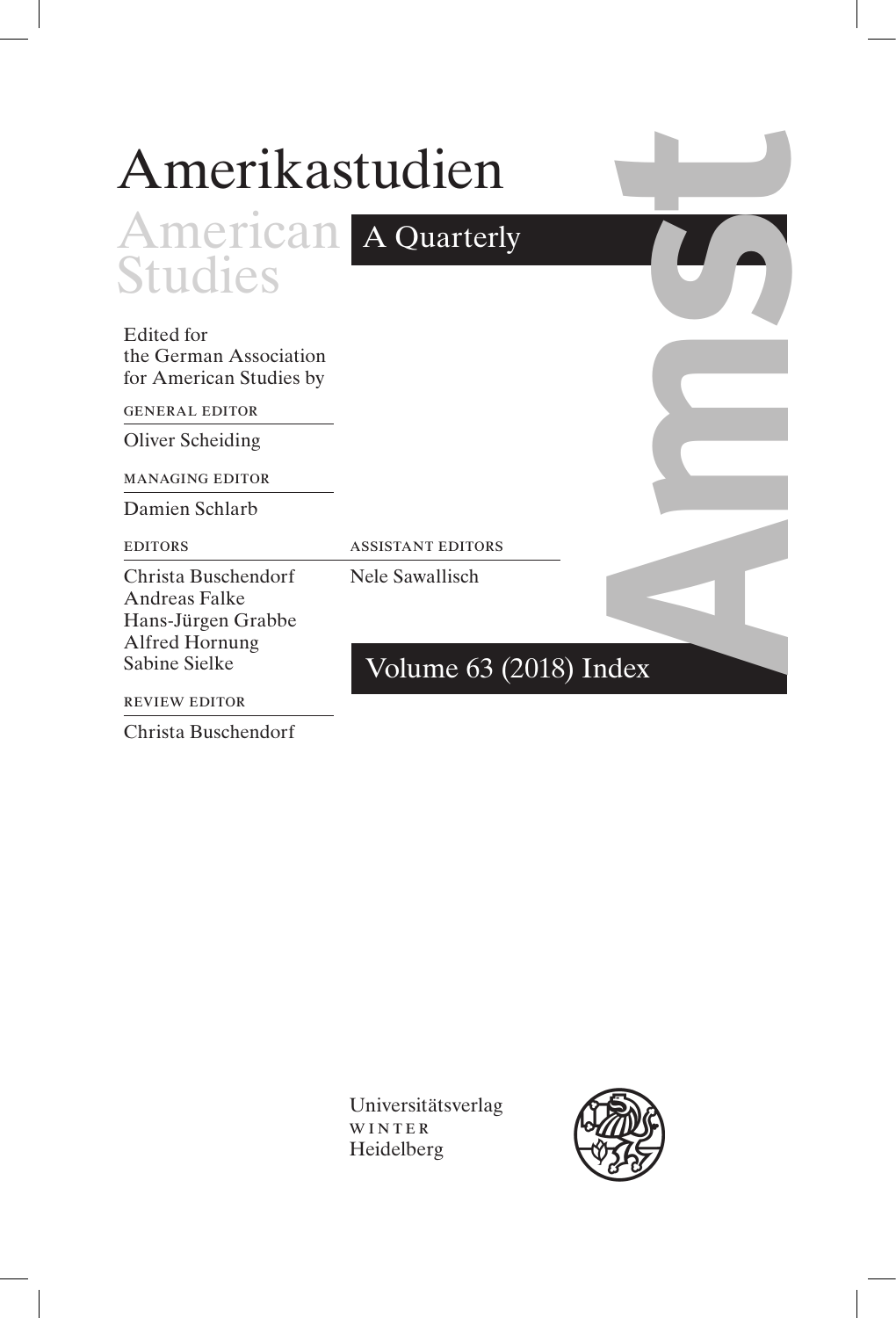# Amerikastudien

## American Studies

A Quarterly

Edited for the German Association for American Studies by

GENERAL EDITOR

Oliver Scheiding

MANAGING EDITOR

Damien Schlarb

EDITORS

Christa Buschendorf
Andreas Falke
Hans-Jürgen Grabbe
Alfred Hornung
Sabine Sielke

ASSISTANT EDITORS

Nele Sawallisch

REVIEW EDITOR

Christa Buschendorf

Volume 63 (2018) Index

Universitätsverlag
WINTER
Heidelberg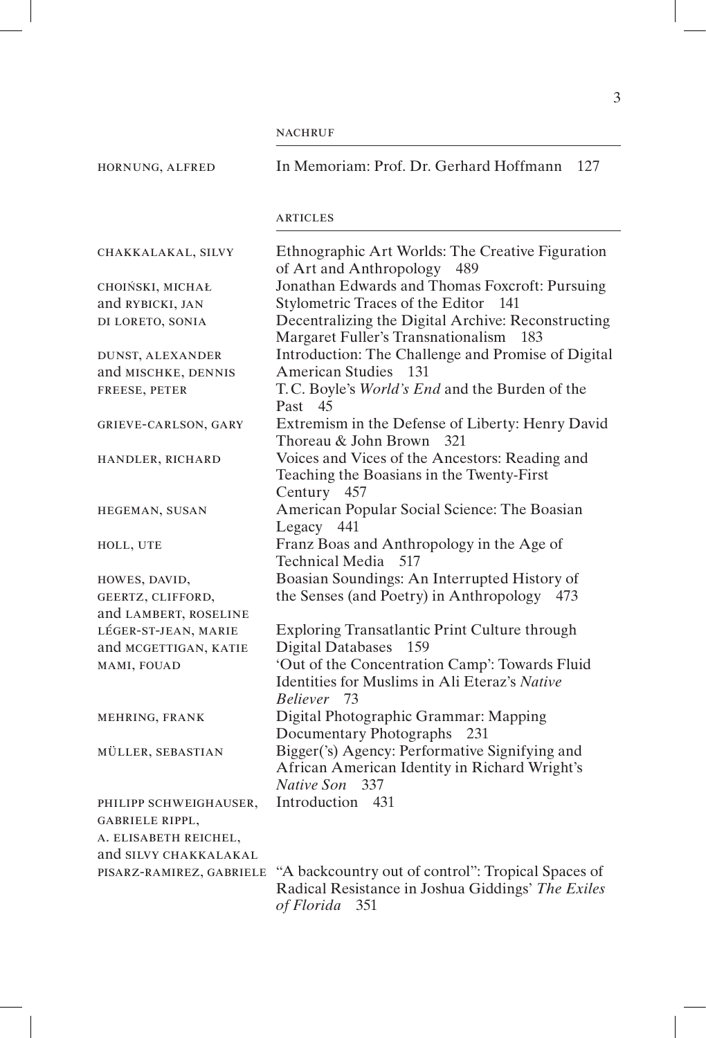## NACHRUF

| | |
|---|---|
| HORNUNG, ALFRED | In Memoriam: Prof. Dr. Gerhard Hoffmann 127 |

## ARTICLES

| | |
|---|---|
| CHAKKALAKAL, SILVY | Ethnographic Art Worlds: The Creative Figuration of Art and Anthropology 489 |
| CHOIŃSKI, MICHAŁ and RYBICKI, JAN | Jonathan Edwards and Thomas Foxcroft: Pursuing Stylometric Traces of the Editor 141 |
| DI LORETO, SONIA | Decentralizing the Digital Archive: Reconstructing Margaret Fuller's Transnationalism 183 |
| DUNST, ALEXANDER and MISCHKE, DENNIS | Introduction: The Challenge and Promise of Digital American Studies 131 |
| FREESE, PETER | T.C. Boyle's *World's End* and the Burden of the Past 45 |
| GRIEVE-CARLSON, GARY | Extremism in the Defense of Liberty: Henry David Thoreau & John Brown 321 |
| HANDLER, RICHARD | Voices and Vices of the Ancestors: Reading and Teaching the Boasians in the Twenty-First Century 457 |
| HEGEMAN, SUSAN | American Popular Social Science: The Boasian Legacy 441 |
| HOLL, UTE | Franz Boas and Anthropology in the Age of Technical Media 517 |
| HOWES, DAVID, GEERTZ, CLIFFORD, and LAMBERT, ROSELINE | Boasian Soundings: An Interrupted History of the Senses (and Poetry) in Anthropology 473 |
| LÉGER-ST-JEAN, MARIE and MCGETTIGAN, KATIE | Exploring Transatlantic Print Culture through Digital Databases 159 |
| MAMI, FOUAD | 'Out of the Concentration Camp': Towards Fluid Identities for Muslims in Ali Eteraz's *Native Believer* 73 |
| MEHRING, FRANK | Digital Photographic Grammar: Mapping Documentary Photographs 231 |
| MÜLLER, SEBASTIAN | Bigger('s) Agency: Performative Signifying and African American Identity in Richard Wright's *Native Son* 337 |
| PHILIPP SCHWEIGHAUSER, GABRIELE RIPPL, A. ELISABETH REICHEL, and SILVY CHAKKALAKAL | Introduction 431 |
| PISARZ-RAMIREZ, GABRIELE | "A backcountry out of control": Tropical Spaces of Radical Resistance in Joshua Giddings' *The Exiles of Florida* 351 |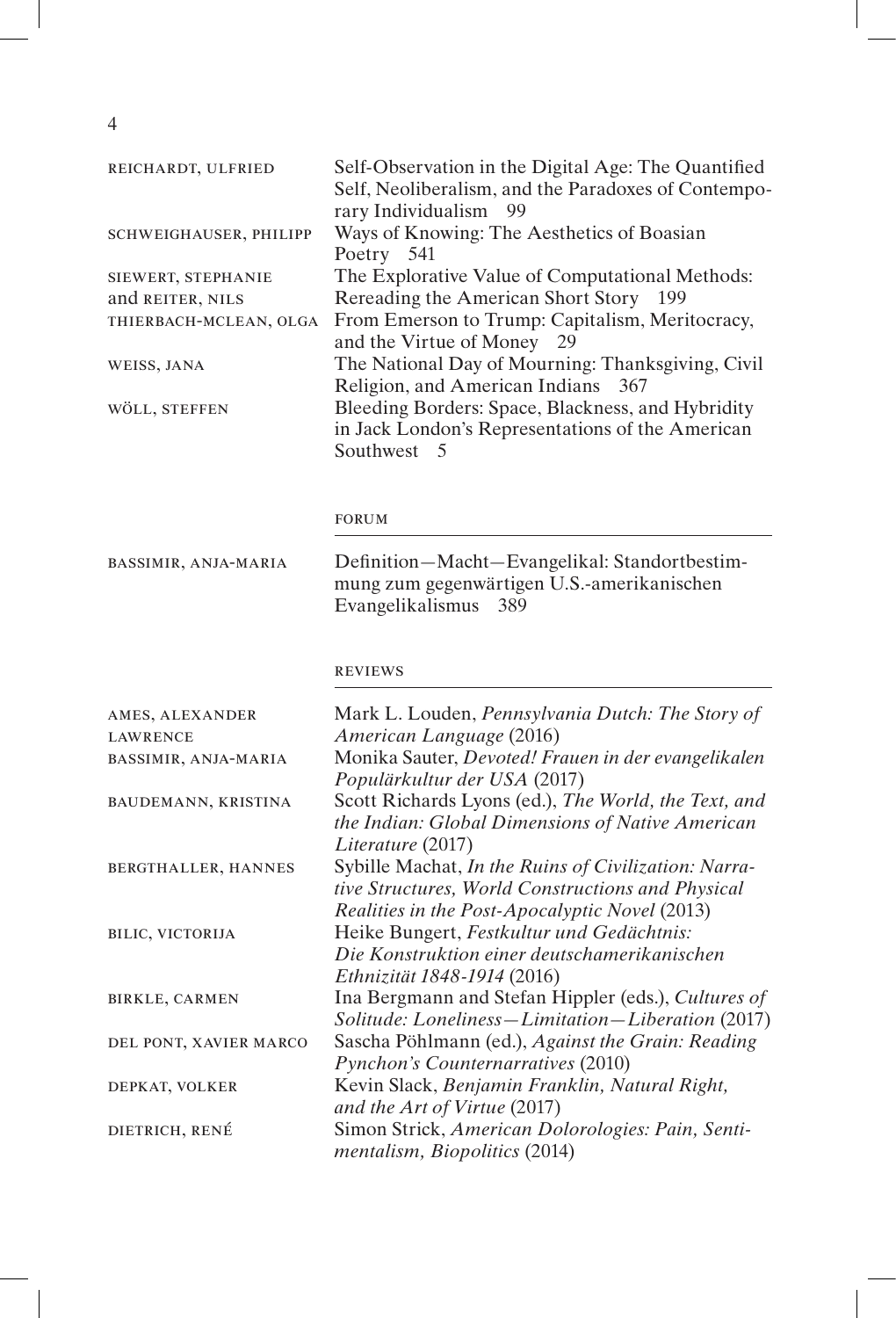| | |
|---|---|
| REICHARDT, ULFRIED | Self-Observation in the Digital Age: The Quantified Self, Neoliberalism, and the Paradoxes of Contemporary Individualism 99 |
| SCHWEIGHAUSER, PHILIPP | Ways of Knowing: The Aesthetics of Boasian Poetry 541 |
| SIEWERT, STEPHANIE and REITER, NILS | The Explorative Value of Computational Methods: Rereading the American Short Story 199 |
| THIERBACH-MCLEAN, OLGA | From Emerson to Trump: Capitalism, Meritocracy, and the Virtue of Money 29 |
| WEISS, JANA | The National Day of Mourning: Thanksgiving, Civil Religion, and American Indians 367 |
| WÖLL, STEFFEN | Bleeding Borders: Space, Blackness, and Hybridity in Jack London's Representations of the American Southwest 5 |

## FORUM

| | |
|---|---|
| BASSIMIR, ANJA-MARIA | Definition—Macht—Evangelikal: Standortbestimmung zum gegenwärtigen U.S.-amerikanischen Evangelikalismus 389 |

## REVIEWS

| | |
|---|---|
| AMES, ALEXANDER LAWRENCE | Mark L. Louden, *Pennsylvania Dutch: The Story of American Language* (2016) |
| BASSIMIR, ANJA-MARIA | Monika Sauter, *Devoted! Frauen in der evangelikalen Populärkultur der USA* (2017) |
| BAUDEMANN, KRISTINA | Scott Richards Lyons (ed.), *The World, the Text, and the Indian: Global Dimensions of Native American Literature* (2017) |
| BERGTHALLER, HANNES | Sybille Machat, *In the Ruins of Civilization: Narrative Structures, World Constructions and Physical Realities in the Post-Apocalyptic Novel* (2013) |
| BILIC, VICTORIJA | Heike Bungert, *Festkultur und Gedächtnis: Die Konstruktion einer deutschamerikanischen Ethnizität 1848-1914* (2016) |
| BIRKLE, CARMEN | Ina Bergmann and Stefan Hippler (eds.), *Cultures of Solitude: Loneliness—Limitation—Liberation* (2017) |
| DEL PONT, XAVIER MARCO | Sascha Pöhlmann (ed.), *Against the Grain: Reading Pynchon's Counternarratives* (2010) |
| DEPKAT, VOLKER | Kevin Slack, *Benjamin Franklin, Natural Right, and the Art of Virtue* (2017) |
| DIETRICH, RENÉ | Simon Strick, *American Dolorologies: Pain, Sentimentalism, Biopolitics* (2014) |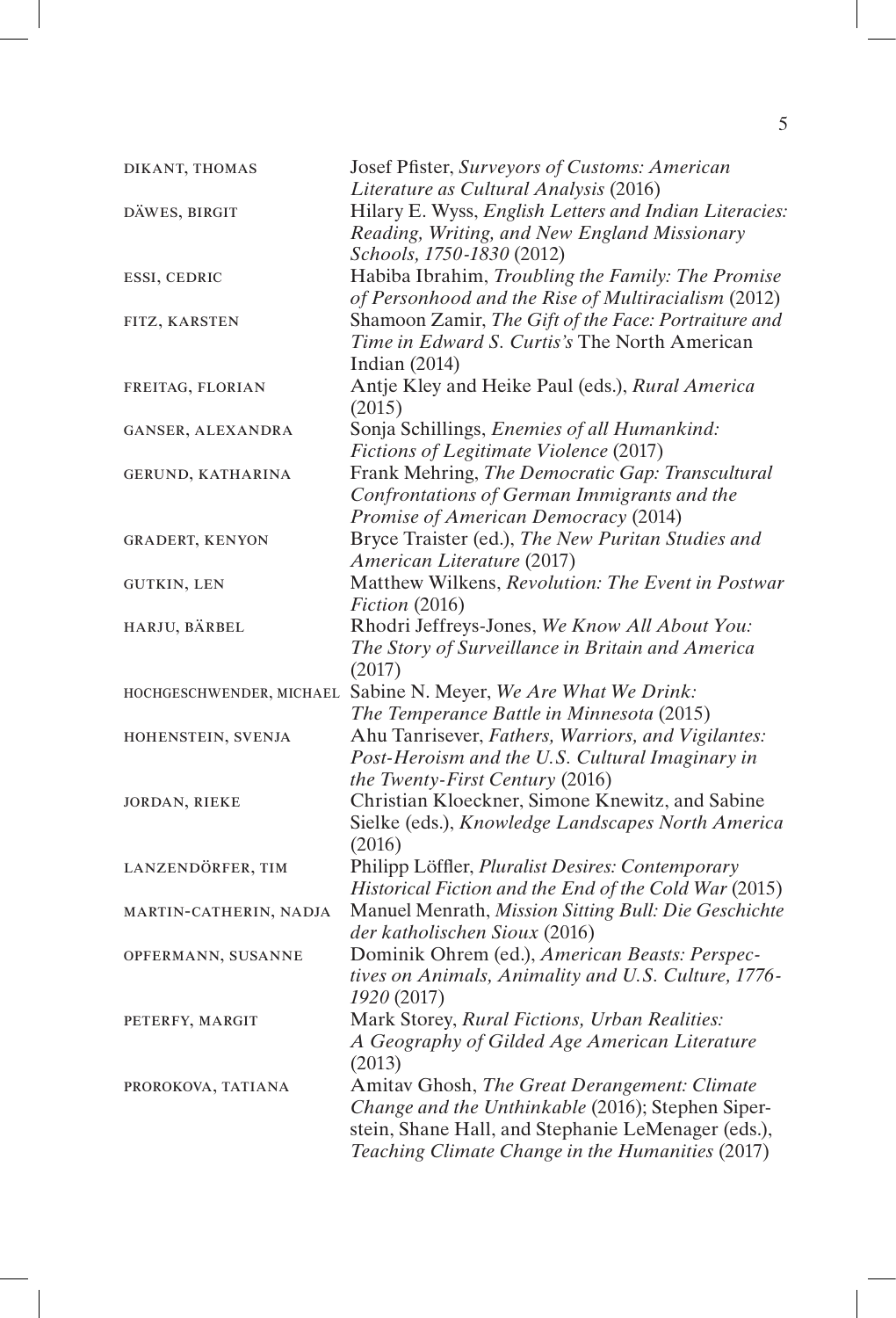| | |
|---|---|
| DIKANT, THOMAS | Josef Pfister, *Surveyors of Customs: American Literature as Cultural Analysis* (2016) |
| DÄWES, BIRGIT | Hilary E. Wyss, *English Letters and Indian Literacies: Reading, Writing, and New England Missionary Schools, 1750-1830* (2012) |
| ESSI, CEDRIC | Habiba Ibrahim, *Troubling the Family: The Promise of Personhood and the Rise of Multiracialism* (2012) |
| FITZ, KARSTEN | Shamoon Zamir, *The Gift of the Face: Portraiture and Time in Edward S. Curtis's* The North American Indian (2014) |
| FREITAG, FLORIAN | Antje Kley and Heike Paul (eds.), *Rural America* (2015) |
| GANSER, ALEXANDRA | Sonja Schillings, *Enemies of all Humankind: Fictions of Legitimate Violence* (2017) |
| GERUND, KATHARINA | Frank Mehring, *The Democratic Gap: Transcultural Confrontations of German Immigrants and the Promise of American Democracy* (2014) |
| GRADERT, KENYON | Bryce Traister (ed.), *The New Puritan Studies and American Literature* (2017) |
| GUTKIN, LEN | Matthew Wilkens, *Revolution: The Event in Postwar Fiction* (2016) |
| HARJU, BÄRBEL | Rhodri Jeffreys-Jones, *We Know All About You: The Story of Surveillance in Britain and America* (2017) |
| HOCHGESCHWENDER, MICHAEL | Sabine N. Meyer, *We Are What We Drink: The Temperance Battle in Minnesota* (2015) |
| HOHENSTEIN, SVENJA | Ahu Tanrisever, *Fathers, Warriors, and Vigilantes: Post-Heroism and the U.S. Cultural Imaginary in the Twenty-First Century* (2016) |
| JORDAN, RIEKE | Christian Kloeckner, Simone Knewitz, and Sabine Sielke (eds.), *Knowledge Landscapes North America* (2016) |
| LANZENDÖRFER, TIM | Philipp Löffler, *Pluralist Desires: Contemporary Historical Fiction and the End of the Cold War* (2015) |
| MARTIN-CATHERIN, NADJA | Manuel Menrath, *Mission Sitting Bull: Die Geschichte der katholischen Sioux* (2016) |
| OPFERMANN, SUSANNE | Dominik Ohrem (ed.), *American Beasts: Perspectives on Animals, Animality and U.S. Culture, 1776-1920* (2017) |
| PETERFY, MARGIT | Mark Storey, *Rural Fictions, Urban Realities: A Geography of Gilded Age American Literature* (2013) |
| PROROKOVA, TATIANA | Amitav Ghosh, *The Great Derangement: Climate Change and the Unthinkable* (2016); Stephen Siperstein, Shane Hall, and Stephanie LeMenager (eds.), *Teaching Climate Change in the Humanities* (2017) |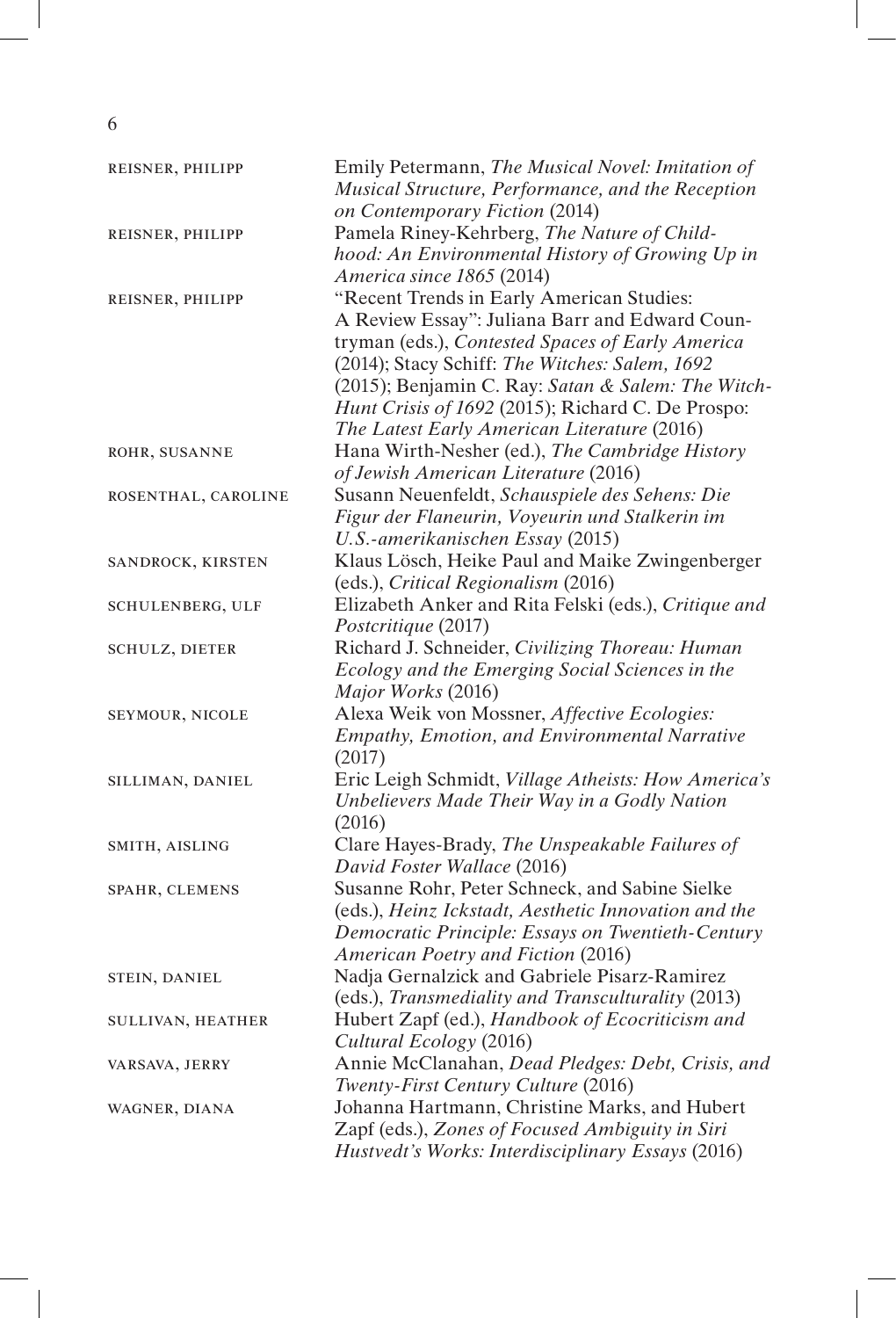| | |
|---|---|
| REISNER, PHILIPP | Emily Petermann, *The Musical Novel: Imitation of Musical Structure, Performance, and the Reception on Contemporary Fiction* (2014) |
| REISNER, PHILIPP | Pamela Riney-Kehrberg, *The Nature of Childhood: An Environmental History of Growing Up in America since 1865* (2014) |
| REISNER, PHILIPP | "Recent Trends in Early American Studies: A Review Essay": Juliana Barr and Edward Countryman (eds.), *Contested Spaces of Early America* (2014); Stacy Schiff: *The Witches: Salem, 1692* (2015); Benjamin C. Ray: *Satan & Salem: The Witch-Hunt Crisis of 1692* (2015); Richard C. De Prospo: *The Latest Early American Literature* (2016) |
| ROHR, SUSANNE | Hana Wirth-Nesher (ed.), *The Cambridge History of Jewish American Literature* (2016) |
| ROSENTHAL, CAROLINE | Susann Neuenfeldt, *Schauspiele des Sehens: Die Figur der Flaneurin, Voyeurin und Stalkerin im U.S.-amerikanischen Essay* (2015) |
| SANDROCK, KIRSTEN | Klaus Lösch, Heike Paul and Maike Zwingenberger (eds.), *Critical Regionalism* (2016) |
| SCHULENBERG, ULF | Elizabeth Anker and Rita Felski (eds.), *Critique and Postcritique* (2017) |
| SCHULZ, DIETER | Richard J. Schneider, *Civilizing Thoreau: Human Ecology and the Emerging Social Sciences in the Major Works* (2016) |
| SEYMOUR, NICOLE | Alexa Weik von Mossner, *Affective Ecologies: Empathy, Emotion, and Environmental Narrative* (2017) |
| SILLIMAN, DANIEL | Eric Leigh Schmidt, *Village Atheists: How America's Unbelievers Made Their Way in a Godly Nation* (2016) |
| SMITH, AISLING | Clare Hayes-Brady, *The Unspeakable Failures of David Foster Wallace* (2016) |
| SPAHR, CLEMENS | Susanne Rohr, Peter Schneck, and Sabine Sielke (eds.), *Heinz Ickstadt, Aesthetic Innovation and the Democratic Principle: Essays on Twentieth-Century American Poetry and Fiction* (2016) |
| STEIN, DANIEL | Nadja Gernalzick and Gabriele Pisarz-Ramirez (eds.), *Transmediality and Transculturality* (2013) |
| SULLIVAN, HEATHER | Hubert Zapf (ed.), *Handbook of Ecocriticism and Cultural Ecology* (2016) |
| VARSAVA, JERRY | Annie McClanahan, *Dead Pledges: Debt, Crisis, and Twenty-First Century Culture* (2016) |
| WAGNER, DIANA | Johanna Hartmann, Christine Marks, and Hubert Zapf (eds.), *Zones of Focused Ambiguity in Siri Hustvedt's Works: Interdisciplinary Essays* (2016) |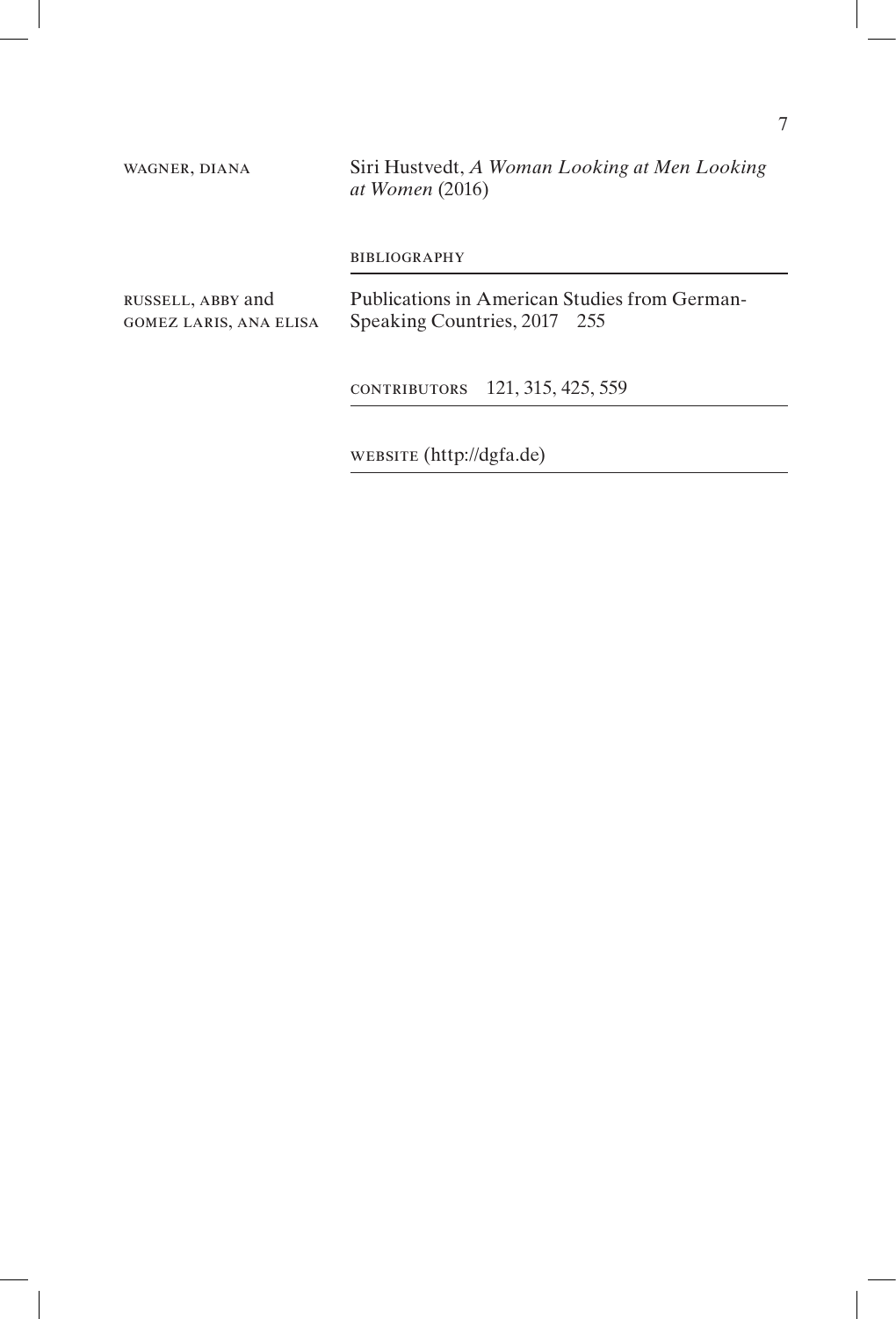WAGNER, DIANA — Siri Hustvedt, *A Woman Looking at Men Looking at Women* (2016)

## BIBLIOGRAPHY

RUSSELL, ABBY and GOMEZ LARIS, ANA ELISA — Publications in American Studies from German-Speaking Countries, 2017 255

## CONTRIBUTORS 121, 315, 425, 559

## WEBSITE (http://dgfa.de)